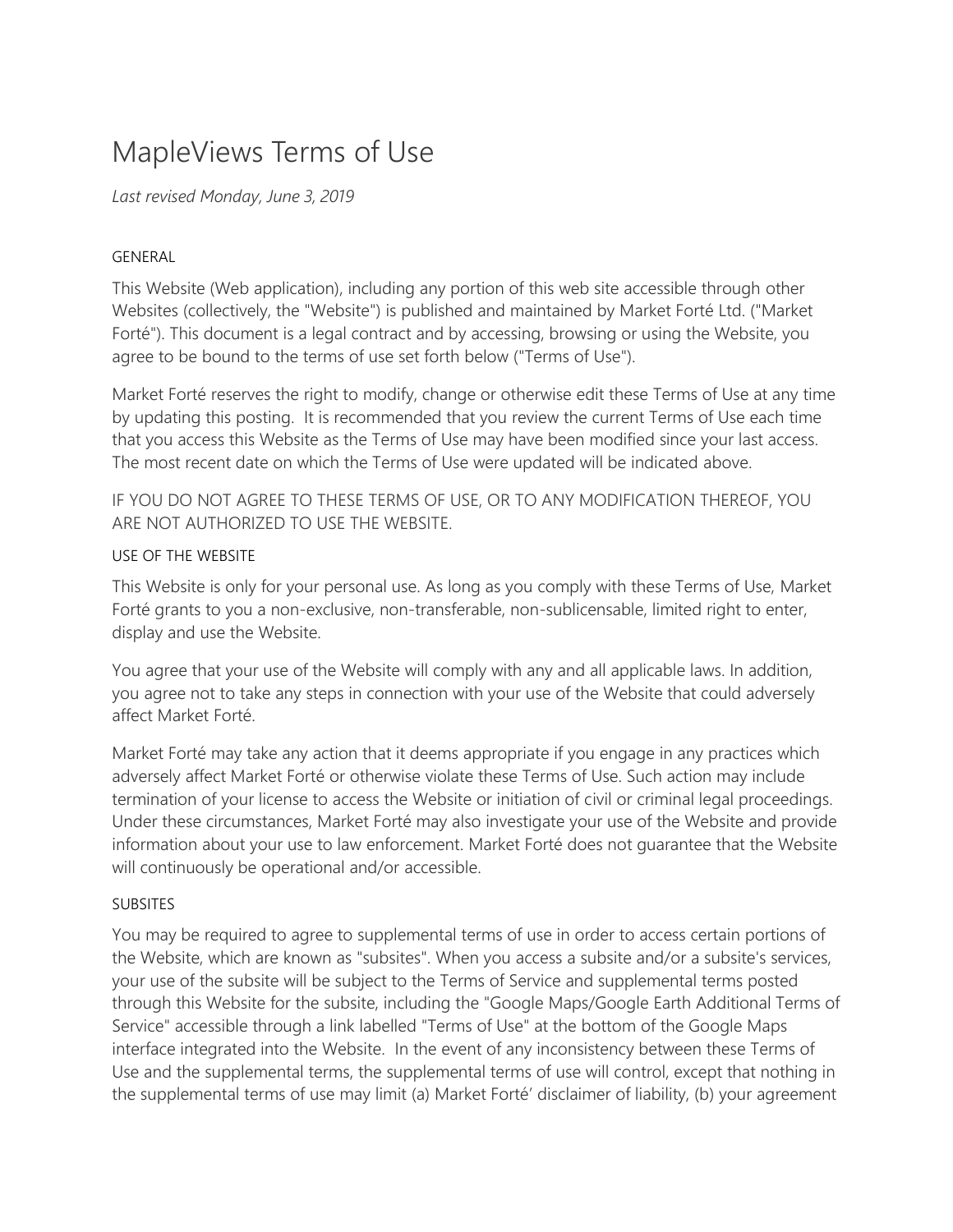# MapleViews Terms of Use

*Last revised Monday, June 3, 2019*

## GENERAL

This Website (Web application), including any portion of this web site accessible through other Websites (collectively, the "Website") is published and maintained by Market Forté Ltd. ("Market Forté"). This document is a legal contract and by accessing, browsing or using the Website, you agree to be bound to the terms of use set forth below ("Terms of Use").

Market Forté reserves the right to modify, change or otherwise edit these Terms of Use at any time by updating this posting. It is recommended that you review the current Terms of Use each time that you access this Website as the Terms of Use may have been modified since your last access. The most recent date on which the Terms of Use were updated will be indicated above.

IF YOU DO NOT AGREE TO THESE TERMS OF USE, OR TO ANY MODIFICATION THEREOF, YOU ARE NOT AUTHORIZED TO USE THE WEBSITE.

## USE OF THE WEBSITE

This Website is only for your personal use. As long as you comply with these Terms of Use, Market Forté grants to you a non-exclusive, non-transferable, non-sublicensable, limited right to enter, display and use the Website.

You agree that your use of the Website will comply with any and all applicable laws. In addition, you agree not to take any steps in connection with your use of the Website that could adversely affect Market Forté.

Market Forté may take any action that it deems appropriate if you engage in any practices which adversely affect Market Forté or otherwise violate these Terms of Use. Such action may include termination of your license to access the Website or initiation of civil or criminal legal proceedings. Under these circumstances, Market Forté may also investigate your use of the Website and provide information about your use to law enforcement. Market Forté does not guarantee that the Website will continuously be operational and/or accessible.

## SUBSITES

You may be required to agree to supplemental terms of use in order to access certain portions of the Website, which are known as "subsites". When you access a subsite and/or a subsite's services, your use of the subsite will be subject to the Terms of Service and supplemental terms posted through this Website for the subsite, including the "Google Maps/Google Earth Additional Terms of Service" accessible through a link labelled "Terms of Use" at the bottom of the Google Maps interface integrated into the Website. In the event of any inconsistency between these Terms of Use and the supplemental terms, the supplemental terms of use will control, except that nothing in the supplemental terms of use may limit (a) Market Forté' disclaimer of liability, (b) your agreement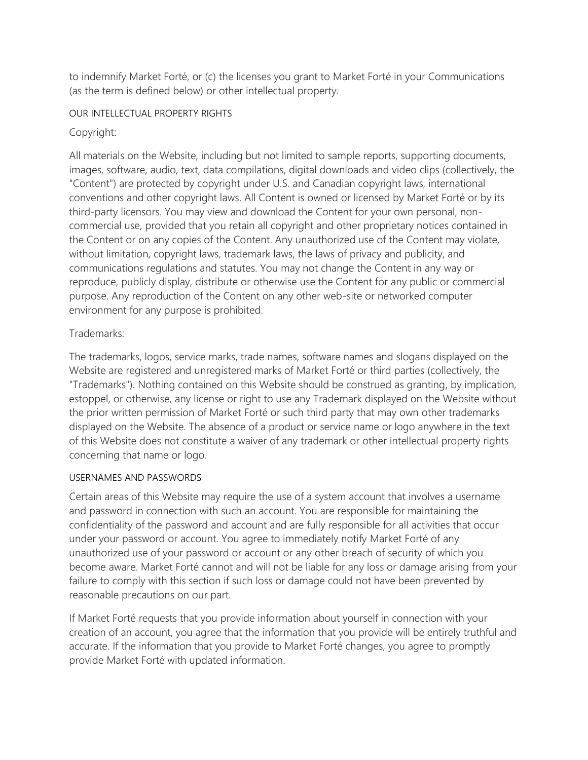to indemnify Market Forté, or (c) the licenses you grant to Market Forté in your Communications (as the term is defined below) or other intellectual property.

## OUR INTELLECTUAL PROPERTY RIGHTS

### Copyright:

All materials on the Website, including but not limited to sample reports, supporting documents, images, software, audio, text, data compilations, digital downloads and video clips (collectively, the "Content") are protected by copyright under U.S. and Canadian copyright laws, international conventions and other copyright laws. All Content is owned or licensed by Market Forté or by its third-party licensors. You may view and download the Content for your own personal, non-commercial use, provided that you retain all copyright and other proprietary notices contained in the Content or on any copies of the Content. Any unauthorized use of the Content may violate, without limitation, copyright laws, trademark laws, the laws of privacy and publicity, and communications regulations and statutes. You may not change the Content in any way or reproduce, publicly display, distribute or otherwise use the Content for any public or commercial purpose. Any reproduction of the Content on any other web-site or networked computer environment for any purpose is prohibited.

### Trademarks:

The trademarks, logos, service marks, trade names, software names and slogans displayed on the Website are registered and unregistered marks of Market Forté or third parties (collectively, the "Trademarks"). Nothing contained on this Website should be construed as granting, by implication, estoppel, or otherwise, any license or right to use any Trademark displayed on the Website without the prior written permission of Market Forté or such third party that may own other trademarks displayed on the Website. The absence of a product or service name or logo anywhere in the text of this Website does not constitute a waiver of any trademark or other intellectual property rights concerning that name or logo.

## USERNAMES AND PASSWORDS

Certain areas of this Website may require the use of a system account that involves a username and password in connection with such an account. You are responsible for maintaining the confidentiality of the password and account and are fully responsible for all activities that occur under your password or account. You agree to immediately notify Market Forté of any unauthorized use of your password or account or any other breach of security of which you become aware. Market Forté cannot and will not be liable for any loss or damage arising from your failure to comply with this section if such loss or damage could not have been prevented by reasonable precautions on our part.

If Market Forté requests that you provide information about yourself in connection with your creation of an account, you agree that the information that you provide will be entirely truthful and accurate. If the information that you provide to Market Forté changes, you agree to promptly provide Market Forté with updated information.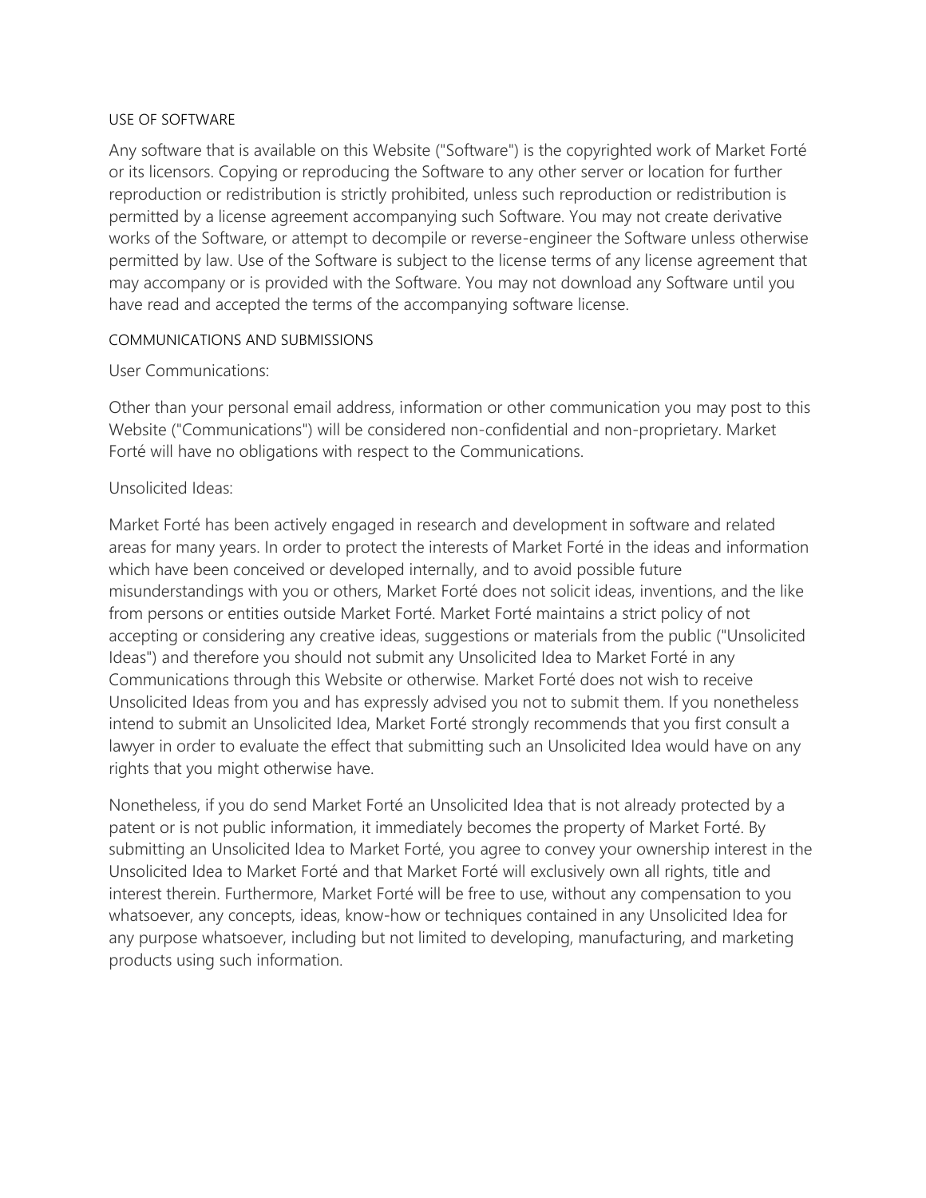## USE OF SOFTWARE

Any software that is available on this Website ("Software") is the copyrighted work of Market Forté or its licensors. Copying or reproducing the Software to any other server or location for further reproduction or redistribution is strictly prohibited, unless such reproduction or redistribution is permitted by a license agreement accompanying such Software. You may not create derivative works of the Software, or attempt to decompile or reverse-engineer the Software unless otherwise permitted by law. Use of the Software is subject to the license terms of any license agreement that may accompany or is provided with the Software. You may not download any Software until you have read and accepted the terms of the accompanying software license.

## COMMUNICATIONS AND SUBMISSIONS

User Communications:

Other than your personal email address, information or other communication you may post to this Website ("Communications") will be considered non-confidential and non-proprietary. Market Forté will have no obligations with respect to the Communications.

Unsolicited Ideas:

Market Forté has been actively engaged in research and development in software and related areas for many years. In order to protect the interests of Market Forté in the ideas and information which have been conceived or developed internally, and to avoid possible future misunderstandings with you or others, Market Forté does not solicit ideas, inventions, and the like from persons or entities outside Market Forté. Market Forté maintains a strict policy of not accepting or considering any creative ideas, suggestions or materials from the public ("Unsolicited Ideas") and therefore you should not submit any Unsolicited Idea to Market Forté in any Communications through this Website or otherwise. Market Forté does not wish to receive Unsolicited Ideas from you and has expressly advised you not to submit them. If you nonetheless intend to submit an Unsolicited Idea, Market Forté strongly recommends that you first consult a lawyer in order to evaluate the effect that submitting such an Unsolicited Idea would have on any rights that you might otherwise have.

Nonetheless, if you do send Market Forté an Unsolicited Idea that is not already protected by a patent or is not public information, it immediately becomes the property of Market Forté. By submitting an Unsolicited Idea to Market Forté, you agree to convey your ownership interest in the Unsolicited Idea to Market Forté and that Market Forté will exclusively own all rights, title and interest therein. Furthermore, Market Forté will be free to use, without any compensation to you whatsoever, any concepts, ideas, know-how or techniques contained in any Unsolicited Idea for any purpose whatsoever, including but not limited to developing, manufacturing, and marketing products using such information.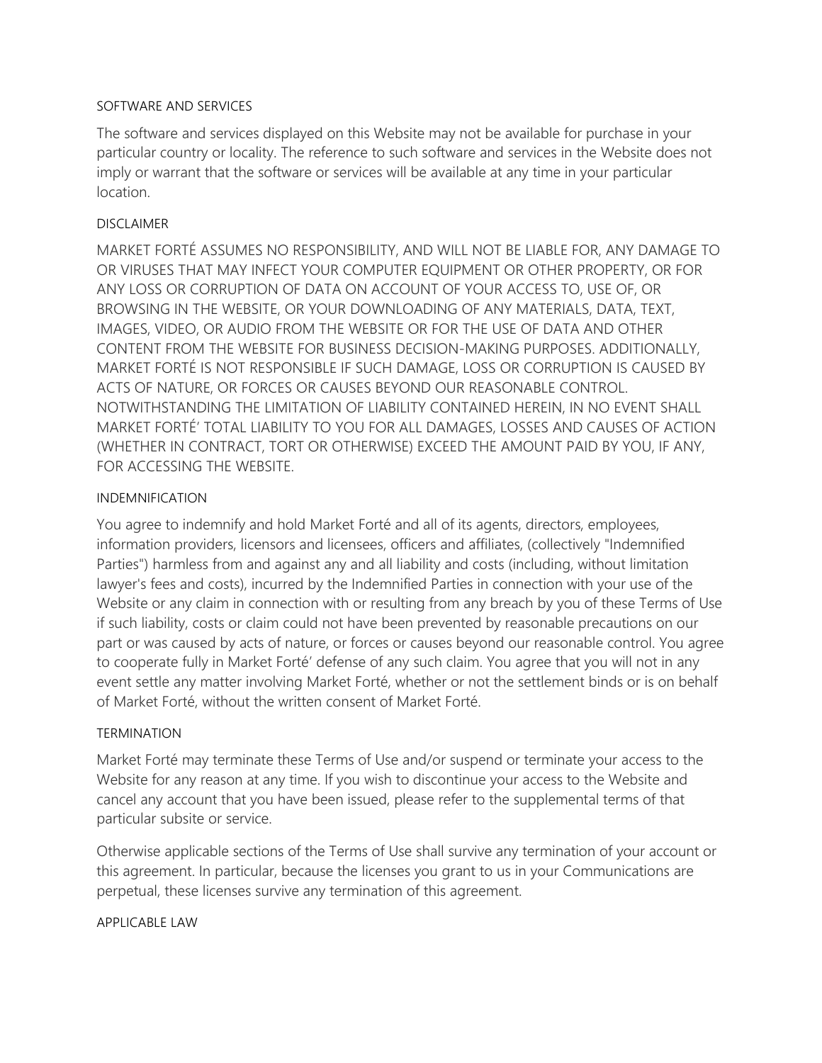## SOFTWARE AND SERVICES

The software and services displayed on this Website may not be available for purchase in your particular country or locality. The reference to such software and services in the Website does not imply or warrant that the software or services will be available at any time in your particular location.

## DISCLAIMER

MARKET FORTÉ ASSUMES NO RESPONSIBILITY, AND WILL NOT BE LIABLE FOR, ANY DAMAGE TO OR VIRUSES THAT MAY INFECT YOUR COMPUTER EQUIPMENT OR OTHER PROPERTY, OR FOR ANY LOSS OR CORRUPTION OF DATA ON ACCOUNT OF YOUR ACCESS TO, USE OF, OR BROWSING IN THE WEBSITE, OR YOUR DOWNLOADING OF ANY MATERIALS, DATA, TEXT, IMAGES, VIDEO, OR AUDIO FROM THE WEBSITE OR FOR THE USE OF DATA AND OTHER CONTENT FROM THE WEBSITE FOR BUSINESS DECISION-MAKING PURPOSES. ADDITIONALLY, MARKET FORTÉ IS NOT RESPONSIBLE IF SUCH DAMAGE, LOSS OR CORRUPTION IS CAUSED BY ACTS OF NATURE, OR FORCES OR CAUSES BEYOND OUR REASONABLE CONTROL. NOTWITHSTANDING THE LIMITATION OF LIABILITY CONTAINED HEREIN, IN NO EVENT SHALL MARKET FORTÉ' TOTAL LIABILITY TO YOU FOR ALL DAMAGES, LOSSES AND CAUSES OF ACTION (WHETHER IN CONTRACT, TORT OR OTHERWISE) EXCEED THE AMOUNT PAID BY YOU, IF ANY, FOR ACCESSING THE WEBSITE.

## INDEMNIFICATION

You agree to indemnify and hold Market Forté and all of its agents, directors, employees, information providers, licensors and licensees, officers and affiliates, (collectively "Indemnified Parties") harmless from and against any and all liability and costs (including, without limitation lawyer's fees and costs), incurred by the Indemnified Parties in connection with your use of the Website or any claim in connection with or resulting from any breach by you of these Terms of Use if such liability, costs or claim could not have been prevented by reasonable precautions on our part or was caused by acts of nature, or forces or causes beyond our reasonable control. You agree to cooperate fully in Market Forté' defense of any such claim. You agree that you will not in any event settle any matter involving Market Forté, whether or not the settlement binds or is on behalf of Market Forté, without the written consent of Market Forté.

## TERMINATION

Market Forté may terminate these Terms of Use and/or suspend or terminate your access to the Website for any reason at any time. If you wish to discontinue your access to the Website and cancel any account that you have been issued, please refer to the supplemental terms of that particular subsite or service.

Otherwise applicable sections of the Terms of Use shall survive any termination of your account or this agreement. In particular, because the licenses you grant to us in your Communications are perpetual, these licenses survive any termination of this agreement.

## APPLICABLE LAW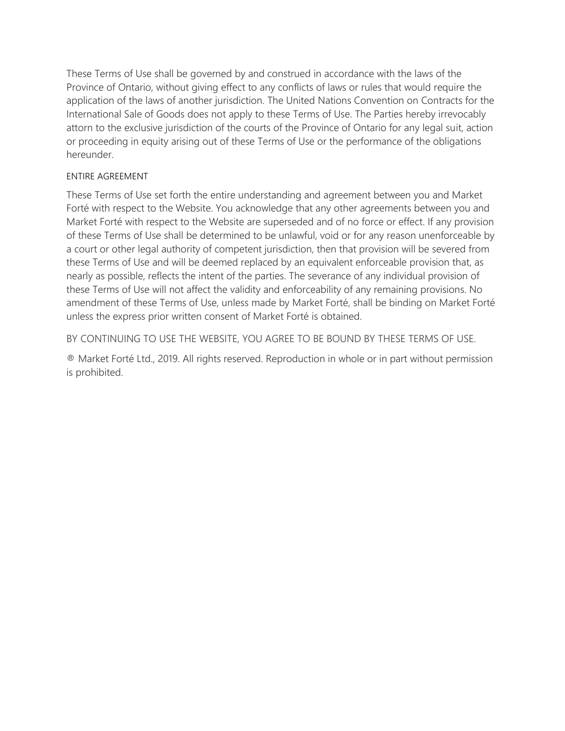These Terms of Use shall be governed by and construed in accordance with the laws of the Province of Ontario, without giving effect to any conflicts of laws or rules that would require the application of the laws of another jurisdiction. The United Nations Convention on Contracts for the International Sale of Goods does not apply to these Terms of Use. The Parties hereby irrevocably attorn to the exclusive jurisdiction of the courts of the Province of Ontario for any legal suit, action or proceeding in equity arising out of these Terms of Use or the performance of the obligations hereunder.

## ENTIRE AGREEMENT

These Terms of Use set forth the entire understanding and agreement between you and Market Forté with respect to the Website. You acknowledge that any other agreements between you and Market Forté with respect to the Website are superseded and of no force or effect. If any provision of these Terms of Use shall be determined to be unlawful, void or for any reason unenforceable by a court or other legal authority of competent jurisdiction, then that provision will be severed from these Terms of Use and will be deemed replaced by an equivalent enforceable provision that, as nearly as possible, reflects the intent of the parties. The severance of any individual provision of these Terms of Use will not affect the validity and enforceability of any remaining provisions. No amendment of these Terms of Use, unless made by Market Forté, shall be binding on Market Forté unless the express prior written consent of Market Forté is obtained.

BY CONTINUING TO USE THE WEBSITE, YOU AGREE TO BE BOUND BY THESE TERMS OF USE.

® Market Forté Ltd., 2019. All rights reserved. Reproduction in whole or in part without permission is prohibited.